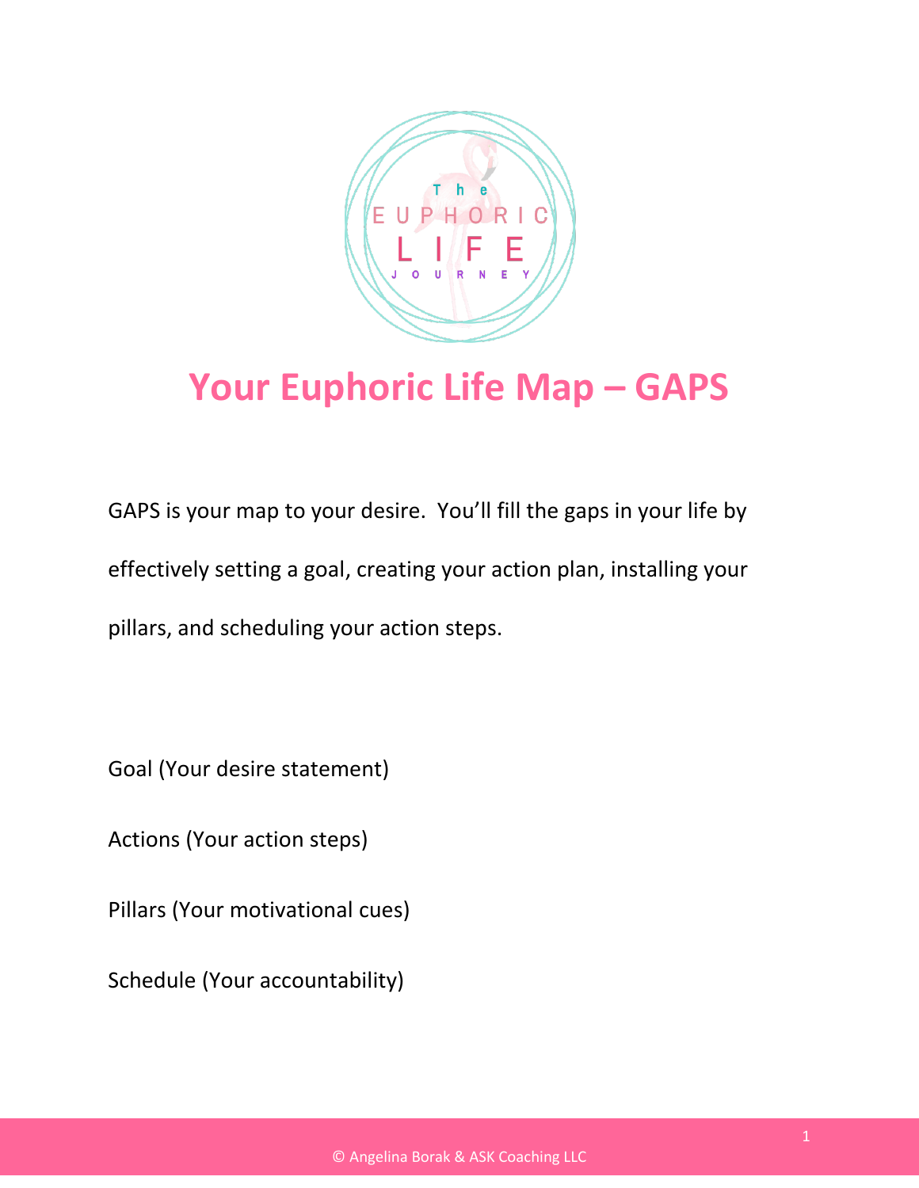# Your Euphoric Life Map – GAPS

GAPS is your map to your desire. You'll fill the gaps in your life by effectively setting a goal, creating your action plan, installing your pillars, and scheduling your action steps.

Goal (Your desire statement)

Actions (Your action steps)

Pillars (Your motivational cues)

Schedule (Your accountability)

© Angelina Borak & ASK Coaching LLC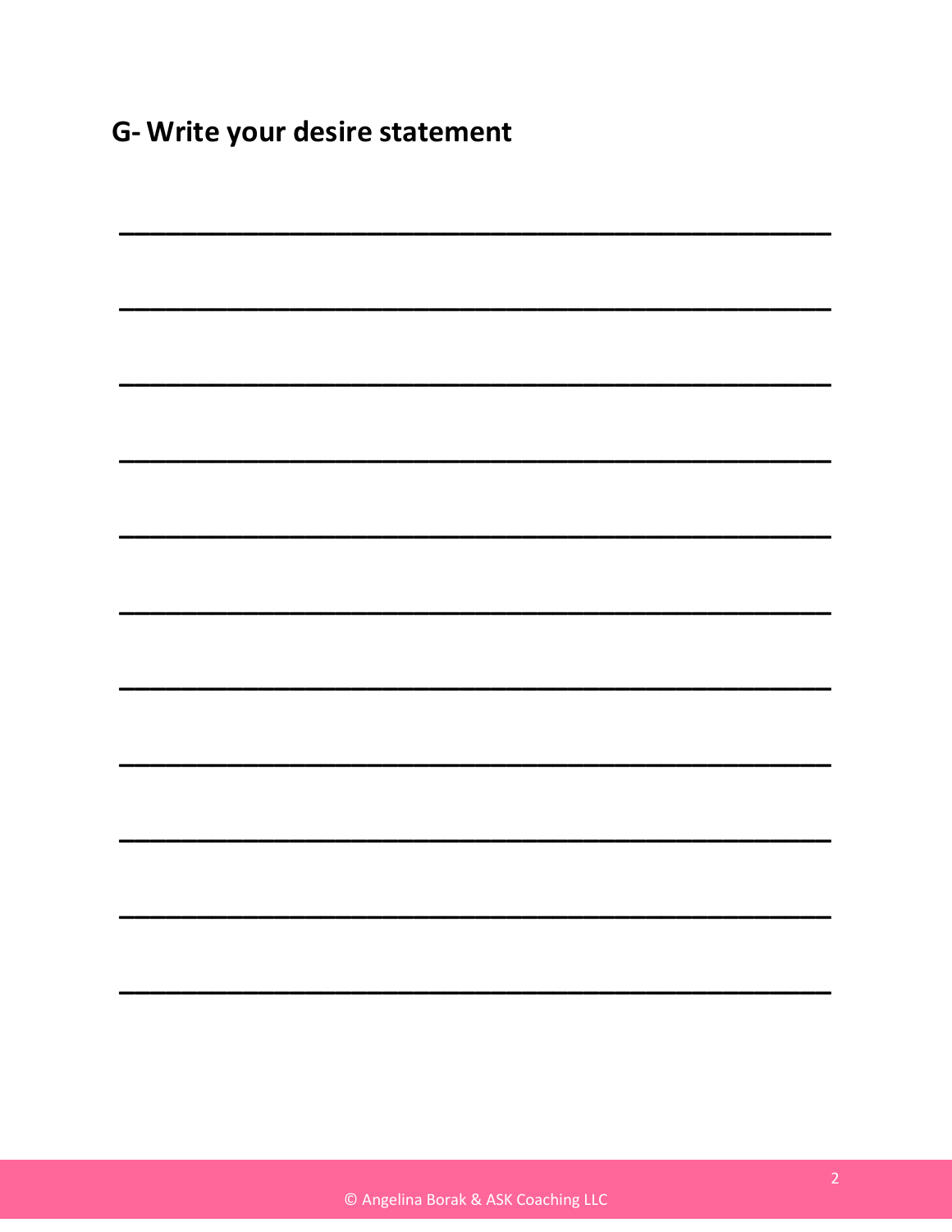## G- Write your desire statement

_______________________________________________

_______________________________________________

_______________________________________________

_______________________________________________

_______________________________________________

_______________________________________________

_______________________________________________

_______________________________________________

_______________________________________________

_______________________________________________

_______________________________________________

© Angelina Borak & ASK Coaching LLC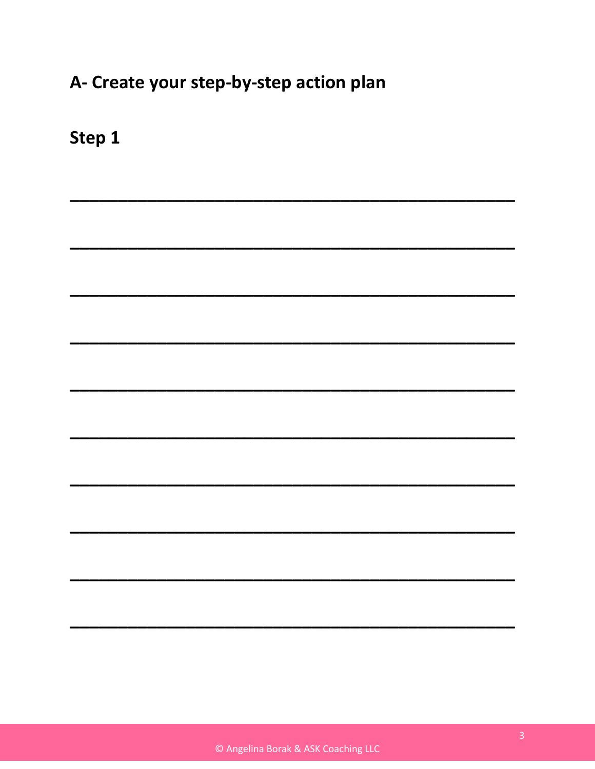## A- Create your step-by-step action plan

### Step 1

________________________________________________

________________________________________________

________________________________________________

________________________________________________

________________________________________________

________________________________________________

________________________________________________

________________________________________________

________________________________________________

________________________________________________

© Angelina Borak & ASK Coaching LLC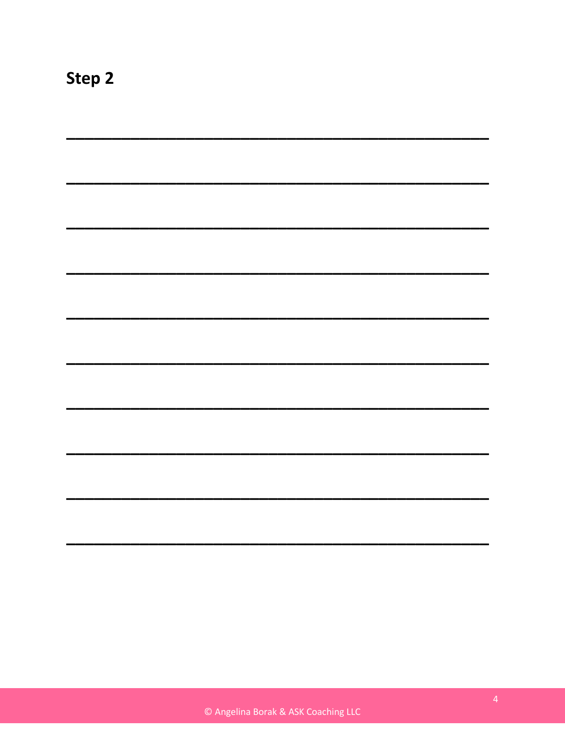## Step 2

\_\_\_\_\_\_\_\_\_\_\_\_\_\_\_\_\_\_\_\_\_\_\_\_\_\_\_\_\_\_\_\_\_\_\_\_\_\_\_\_

\_\_\_\_\_\_\_\_\_\_\_\_\_\_\_\_\_\_\_\_\_\_\_\_\_\_\_\_\_\_\_\_\_\_\_\_\_\_\_\_

\_\_\_\_\_\_\_\_\_\_\_\_\_\_\_\_\_\_\_\_\_\_\_\_\_\_\_\_\_\_\_\_\_\_\_\_\_\_\_\_

\_\_\_\_\_\_\_\_\_\_\_\_\_\_\_\_\_\_\_\_\_\_\_\_\_\_\_\_\_\_\_\_\_\_\_\_\_\_\_\_

\_\_\_\_\_\_\_\_\_\_\_\_\_\_\_\_\_\_\_\_\_\_\_\_\_\_\_\_\_\_\_\_\_\_\_\_\_\_\_\_

\_\_\_\_\_\_\_\_\_\_\_\_\_\_\_\_\_\_\_\_\_\_\_\_\_\_\_\_\_\_\_\_\_\_\_\_\_\_\_\_

\_\_\_\_\_\_\_\_\_\_\_\_\_\_\_\_\_\_\_\_\_\_\_\_\_\_\_\_\_\_\_\_\_\_\_\_\_\_\_\_

\_\_\_\_\_\_\_\_\_\_\_\_\_\_\_\_\_\_\_\_\_\_\_\_\_\_\_\_\_\_\_\_\_\_\_\_\_\_\_\_

\_\_\_\_\_\_\_\_\_\_\_\_\_\_\_\_\_\_\_\_\_\_\_\_\_\_\_\_\_\_\_\_\_\_\_\_\_\_\_\_

\_\_\_\_\_\_\_\_\_\_\_\_\_\_\_\_\_\_\_\_\_\_\_\_\_\_\_\_\_\_\_\_\_\_\_\_\_\_\_\_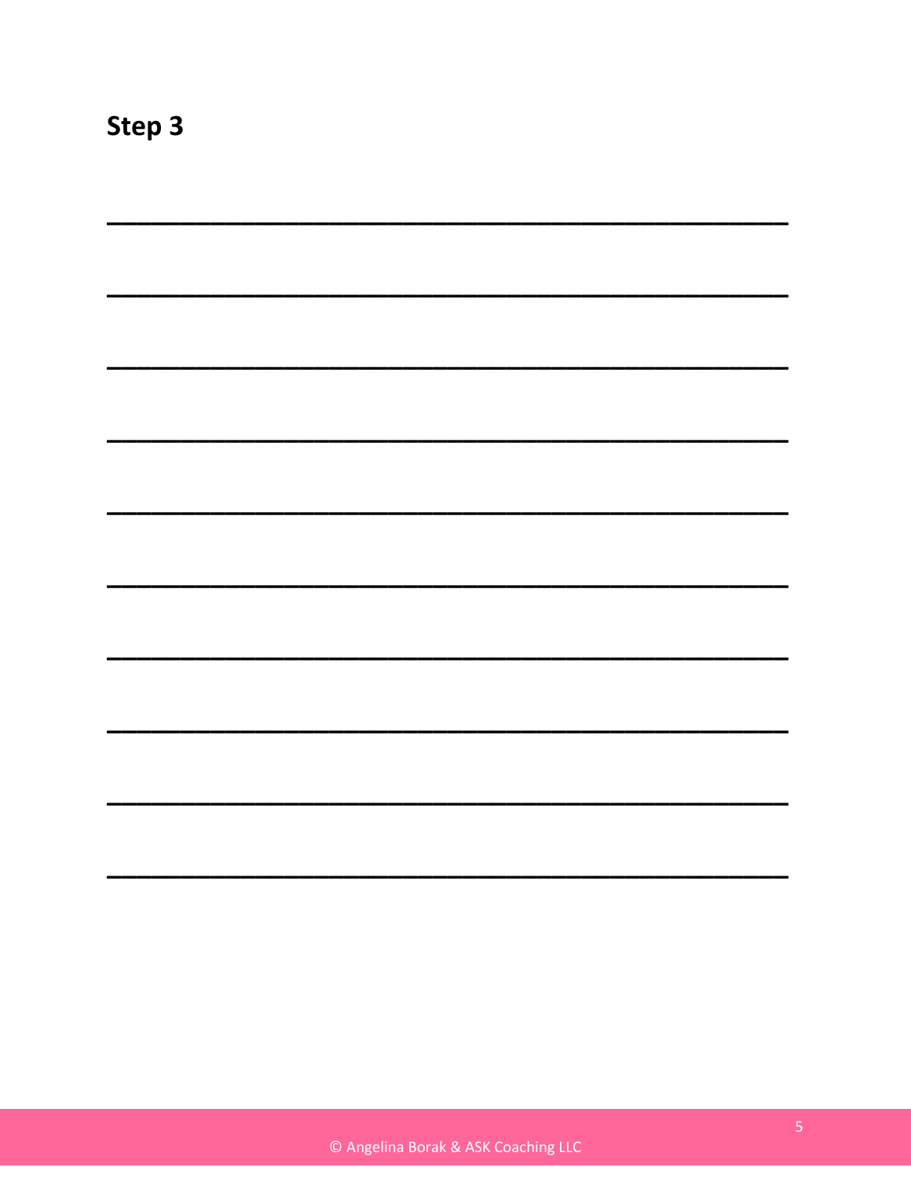**Step 3**

\_\_\_\_\_\_\_\_\_\_\_\_\_\_\_\_\_\_\_\_\_\_\_\_\_\_\_\_\_\_\_\_\_\_\_\_\_\_\_\_\_\_\_\_\_\_\_\_\_\_\_\_\_\_\_\_\_\_\_\_

\_\_\_\_\_\_\_\_\_\_\_\_\_\_\_\_\_\_\_\_\_\_\_\_\_\_\_\_\_\_\_\_\_\_\_\_\_\_\_\_\_\_\_\_\_\_\_\_\_\_\_\_\_\_\_\_\_\_\_\_

\_\_\_\_\_\_\_\_\_\_\_\_\_\_\_\_\_\_\_\_\_\_\_\_\_\_\_\_\_\_\_\_\_\_\_\_\_\_\_\_\_\_\_\_\_\_\_\_\_\_\_\_\_\_\_\_\_\_\_\_

\_\_\_\_\_\_\_\_\_\_\_\_\_\_\_\_\_\_\_\_\_\_\_\_\_\_\_\_\_\_\_\_\_\_\_\_\_\_\_\_\_\_\_\_\_\_\_\_\_\_\_\_\_\_\_\_\_\_\_\_

\_\_\_\_\_\_\_\_\_\_\_\_\_\_\_\_\_\_\_\_\_\_\_\_\_\_\_\_\_\_\_\_\_\_\_\_\_\_\_\_\_\_\_\_\_\_\_\_\_\_\_\_\_\_\_\_\_\_\_\_

\_\_\_\_\_\_\_\_\_\_\_\_\_\_\_\_\_\_\_\_\_\_\_\_\_\_\_\_\_\_\_\_\_\_\_\_\_\_\_\_\_\_\_\_\_\_\_\_\_\_\_\_\_\_\_\_\_\_\_\_

\_\_\_\_\_\_\_\_\_\_\_\_\_\_\_\_\_\_\_\_\_\_\_\_\_\_\_\_\_\_\_\_\_\_\_\_\_\_\_\_\_\_\_\_\_\_\_\_\_\_\_\_\_\_\_\_\_\_\_\_

\_\_\_\_\_\_\_\_\_\_\_\_\_\_\_\_\_\_\_\_\_\_\_\_\_\_\_\_\_\_\_\_\_\_\_\_\_\_\_\_\_\_\_\_\_\_\_\_\_\_\_\_\_\_\_\_\_\_\_\_

\_\_\_\_\_\_\_\_\_\_\_\_\_\_\_\_\_\_\_\_\_\_\_\_\_\_\_\_\_\_\_\_\_\_\_\_\_\_\_\_\_\_\_\_\_\_\_\_\_\_\_\_\_\_\_\_\_\_\_\_

\_\_\_\_\_\_\_\_\_\_\_\_\_\_\_\_\_\_\_\_\_\_\_\_\_\_\_\_\_\_\_\_\_\_\_\_\_\_\_\_\_\_\_\_\_\_\_\_\_\_\_\_\_\_\_\_\_\_\_\_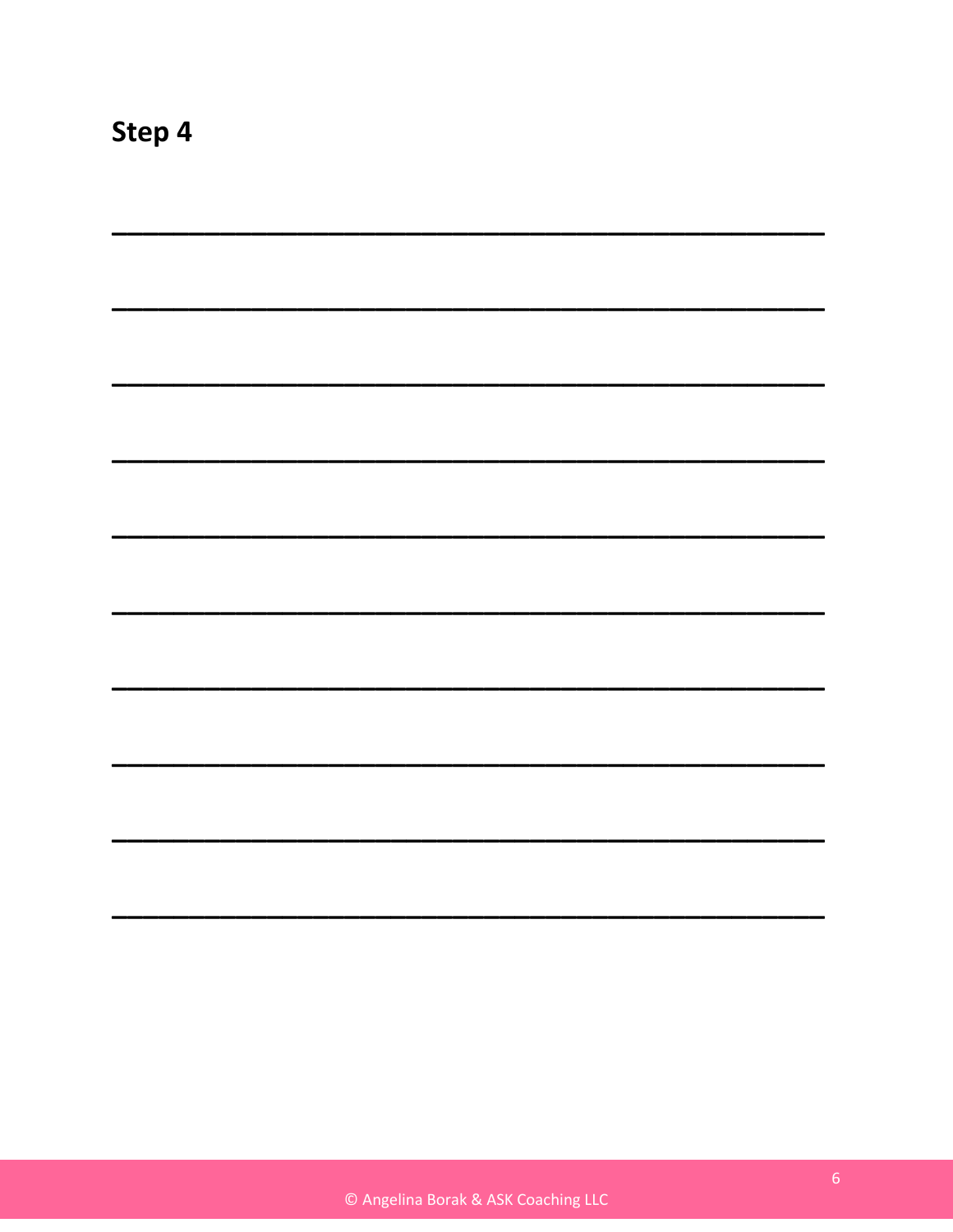## Step 4

______________________________________________

______________________________________________

______________________________________________

______________________________________________

______________________________________________

______________________________________________

______________________________________________

______________________________________________

______________________________________________

______________________________________________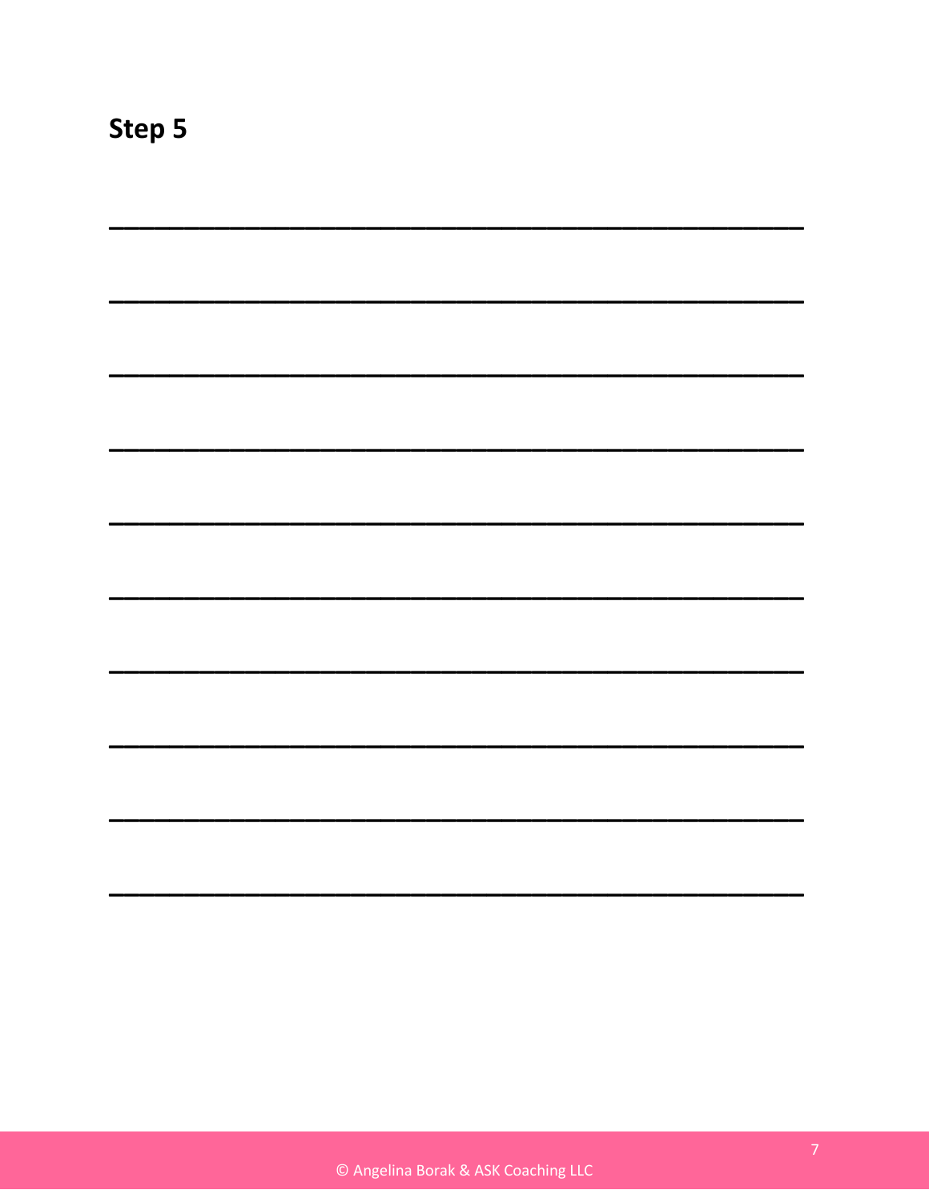## Step 5

______________________________________________

______________________________________________

______________________________________________

______________________________________________

______________________________________________

______________________________________________

______________________________________________

______________________________________________

______________________________________________

______________________________________________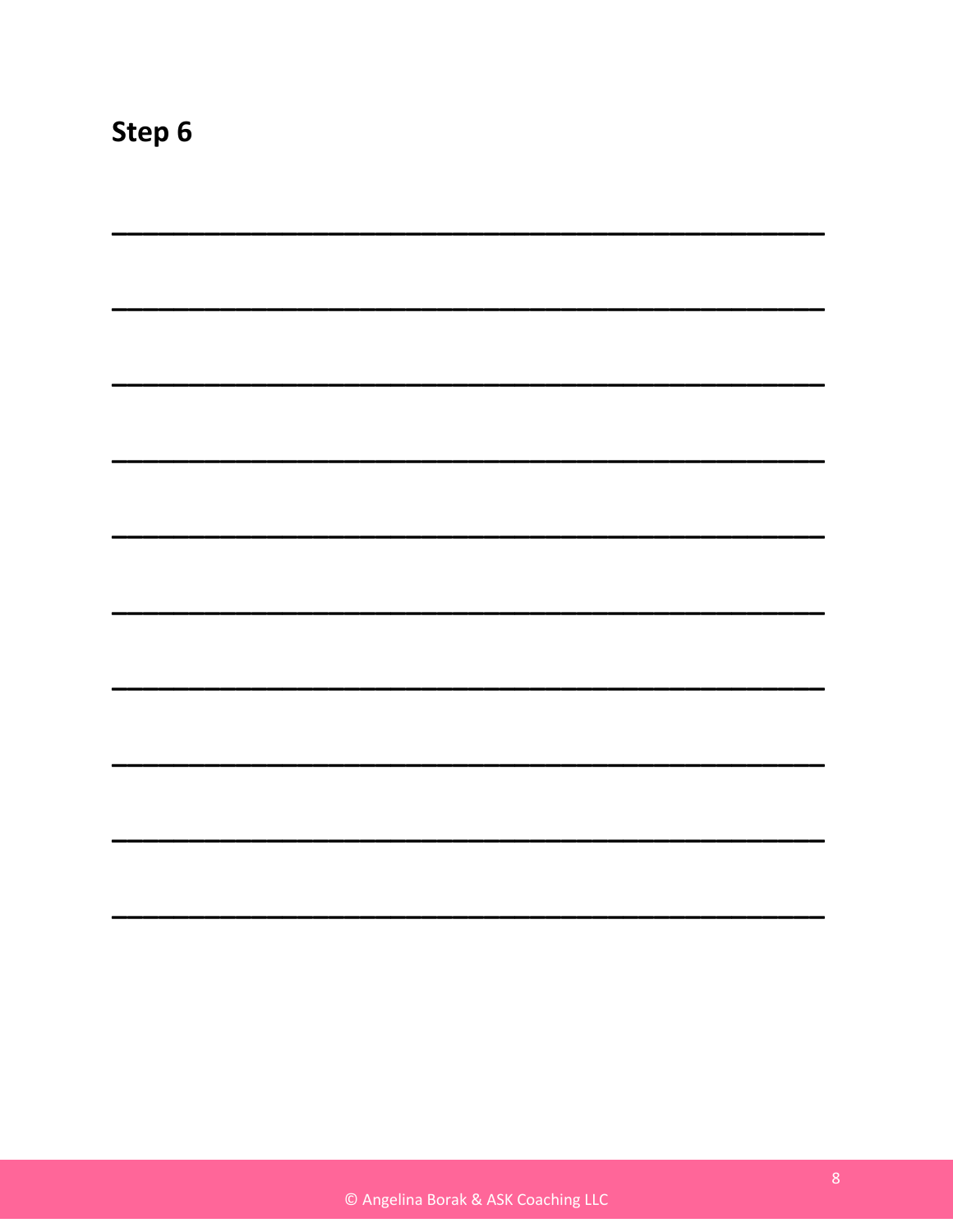**Step 6**

______________________________________________

______________________________________________

______________________________________________

______________________________________________

______________________________________________

______________________________________________

______________________________________________

______________________________________________

______________________________________________

______________________________________________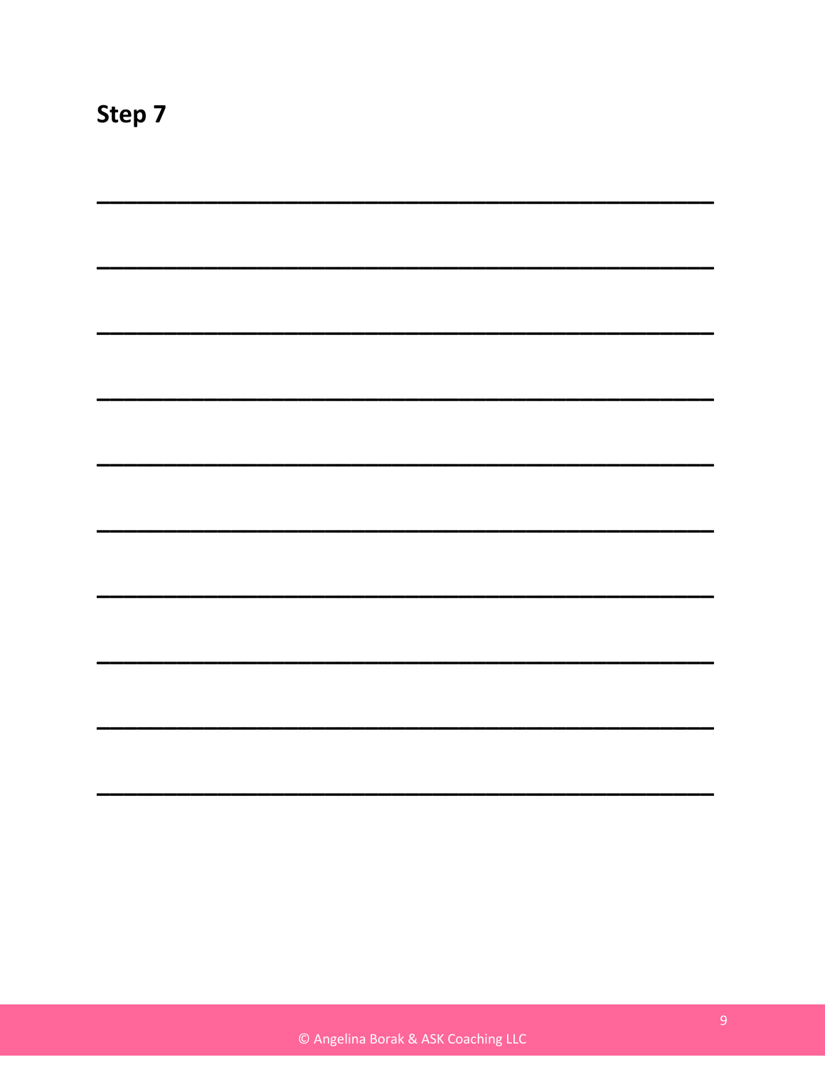## Step 7

\_\_\_\_\_\_\_\_\_\_\_\_\_\_\_\_\_\_\_\_\_\_\_\_\_\_\_\_\_\_\_\_\_\_\_\_\_\_\_\_\_\_\_\_\_\_\_\_\_\_\_\_\_\_\_\_\_\_\_\_

\_\_\_\_\_\_\_\_\_\_\_\_\_\_\_\_\_\_\_\_\_\_\_\_\_\_\_\_\_\_\_\_\_\_\_\_\_\_\_\_\_\_\_\_\_\_\_\_\_\_\_\_\_\_\_\_\_\_\_\_

\_\_\_\_\_\_\_\_\_\_\_\_\_\_\_\_\_\_\_\_\_\_\_\_\_\_\_\_\_\_\_\_\_\_\_\_\_\_\_\_\_\_\_\_\_\_\_\_\_\_\_\_\_\_\_\_\_\_\_\_

\_\_\_\_\_\_\_\_\_\_\_\_\_\_\_\_\_\_\_\_\_\_\_\_\_\_\_\_\_\_\_\_\_\_\_\_\_\_\_\_\_\_\_\_\_\_\_\_\_\_\_\_\_\_\_\_\_\_\_\_

\_\_\_\_\_\_\_\_\_\_\_\_\_\_\_\_\_\_\_\_\_\_\_\_\_\_\_\_\_\_\_\_\_\_\_\_\_\_\_\_\_\_\_\_\_\_\_\_\_\_\_\_\_\_\_\_\_\_\_\_

\_\_\_\_\_\_\_\_\_\_\_\_\_\_\_\_\_\_\_\_\_\_\_\_\_\_\_\_\_\_\_\_\_\_\_\_\_\_\_\_\_\_\_\_\_\_\_\_\_\_\_\_\_\_\_\_\_\_\_\_

\_\_\_\_\_\_\_\_\_\_\_\_\_\_\_\_\_\_\_\_\_\_\_\_\_\_\_\_\_\_\_\_\_\_\_\_\_\_\_\_\_\_\_\_\_\_\_\_\_\_\_\_\_\_\_\_\_\_\_\_

\_\_\_\_\_\_\_\_\_\_\_\_\_\_\_\_\_\_\_\_\_\_\_\_\_\_\_\_\_\_\_\_\_\_\_\_\_\_\_\_\_\_\_\_\_\_\_\_\_\_\_\_\_\_\_\_\_\_\_\_

\_\_\_\_\_\_\_\_\_\_\_\_\_\_\_\_\_\_\_\_\_\_\_\_\_\_\_\_\_\_\_\_\_\_\_\_\_\_\_\_\_\_\_\_\_\_\_\_\_\_\_\_\_\_\_\_\_\_\_\_

\_\_\_\_\_\_\_\_\_\_\_\_\_\_\_\_\_\_\_\_\_\_\_\_\_\_\_\_\_\_\_\_\_\_\_\_\_\_\_\_\_\_\_\_\_\_\_\_\_\_\_\_\_\_\_\_\_\_\_\_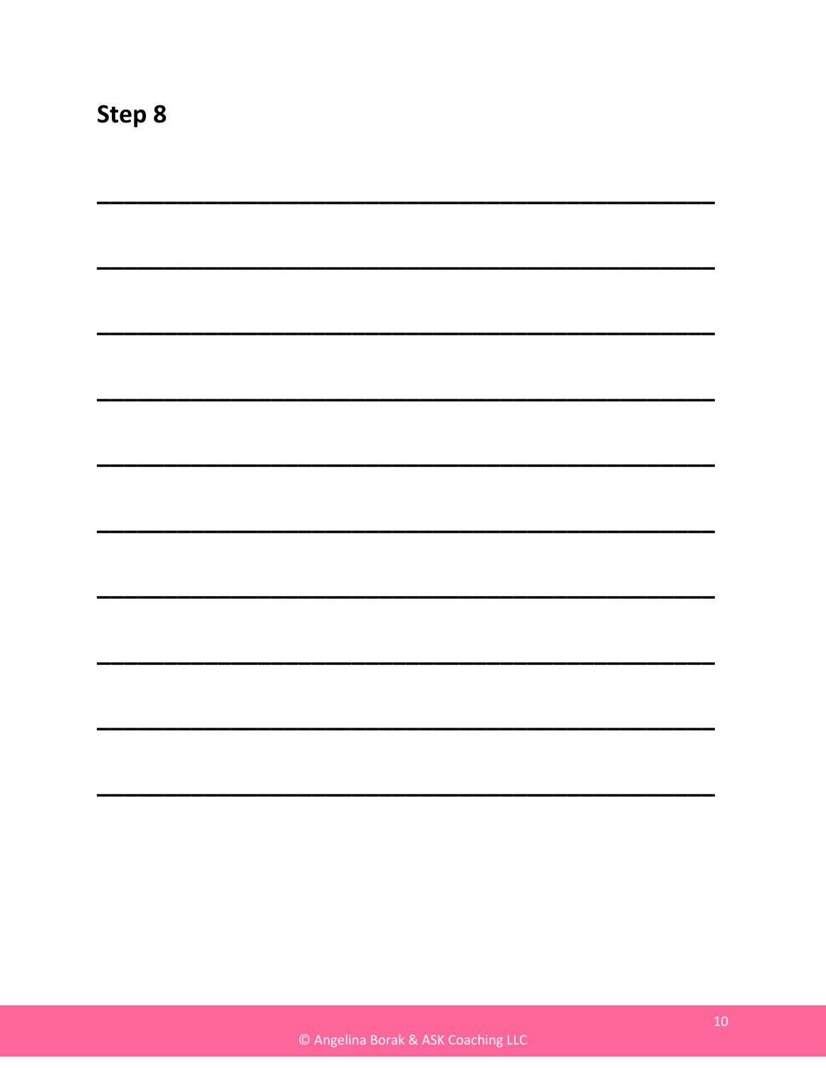## Step 8

________________________________________________

________________________________________________

________________________________________________

________________________________________________

________________________________________________

________________________________________________

________________________________________________

________________________________________________

________________________________________________

________________________________________________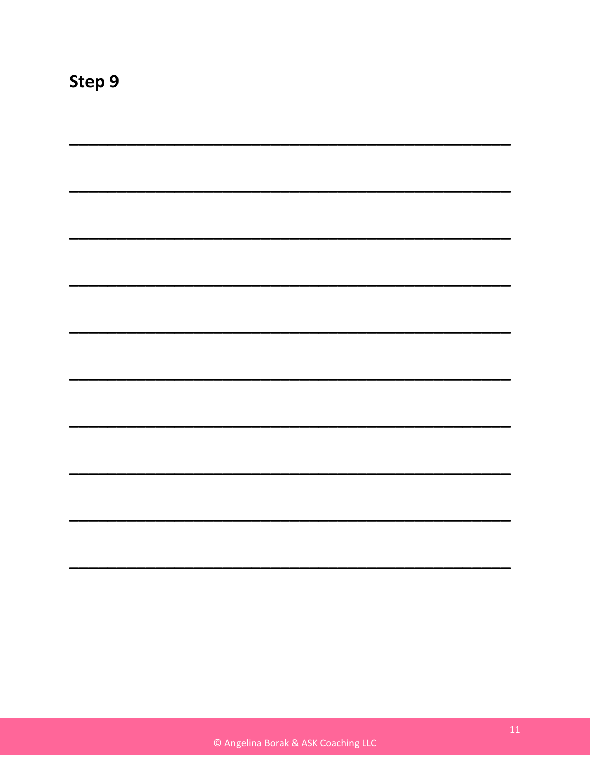## Step 9

______________________________________________

______________________________________________

______________________________________________

______________________________________________

______________________________________________

______________________________________________

______________________________________________

______________________________________________

______________________________________________

______________________________________________

© Angelina Borak & ASK Coaching LLC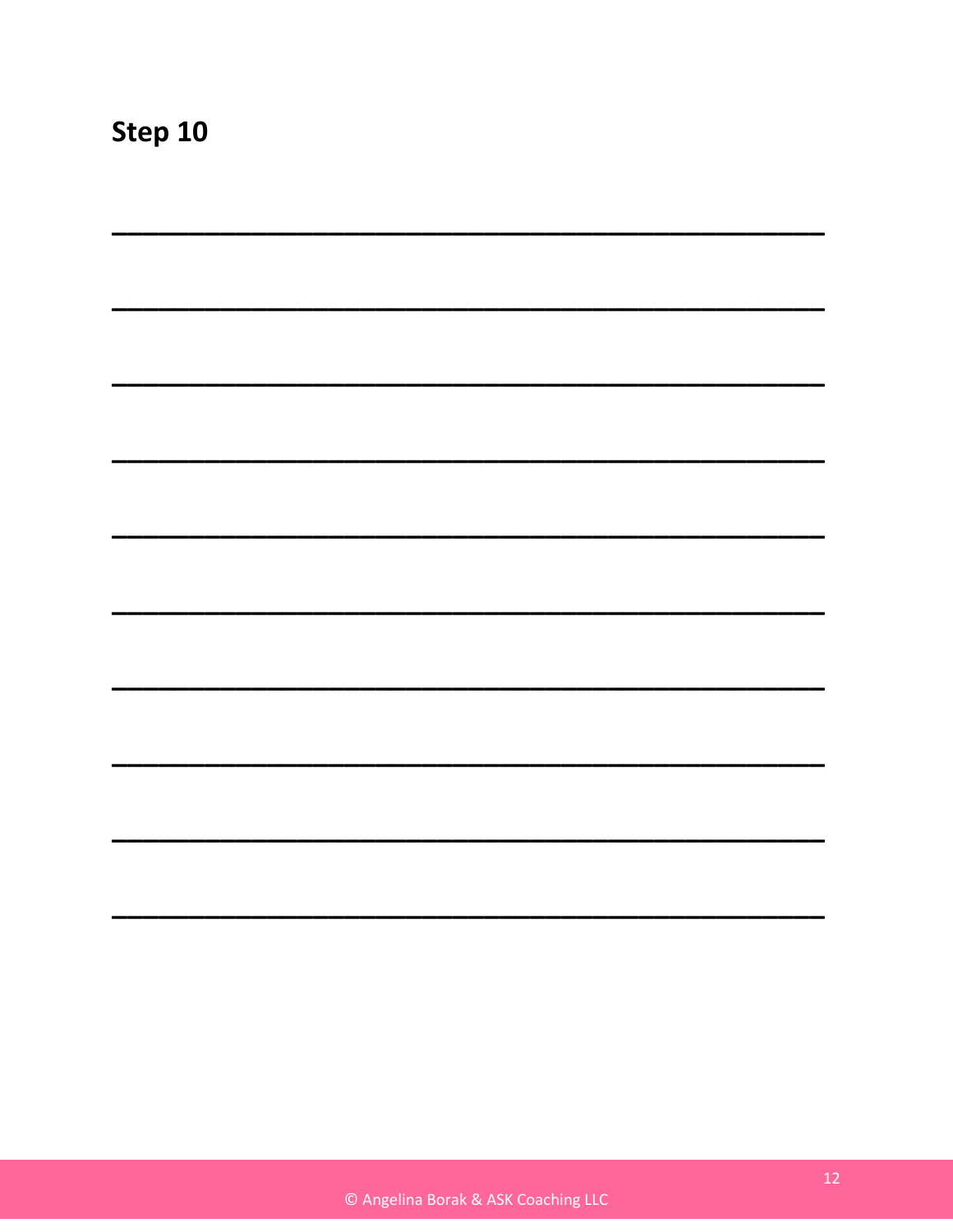## Step 10

_____________________________________________

_____________________________________________

_____________________________________________

_____________________________________________

_____________________________________________

_____________________________________________

_____________________________________________

_____________________________________________

_____________________________________________

_____________________________________________

© Angelina Borak & ASK Coaching LLC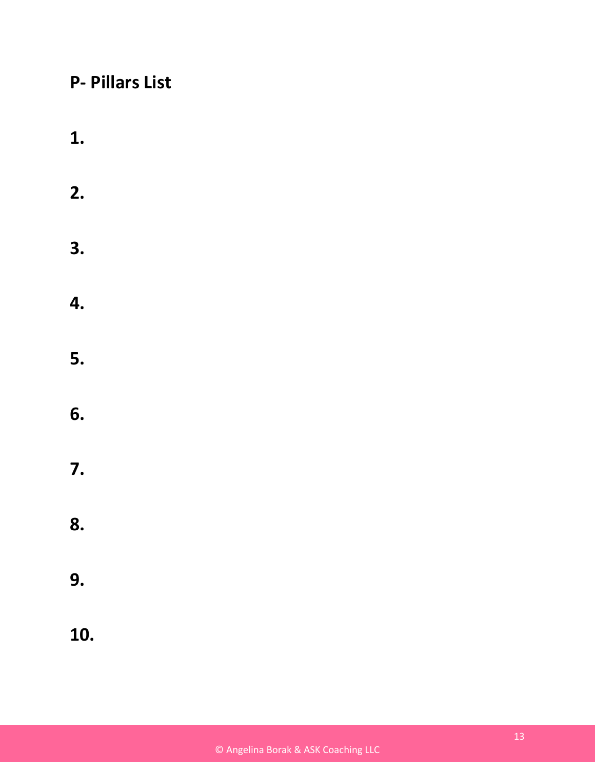## P- Pillars List

**1.**

**2.**

**3.**

**4.**

**5.**

**6.**

**7.**

**8.**

**9.**

**10.**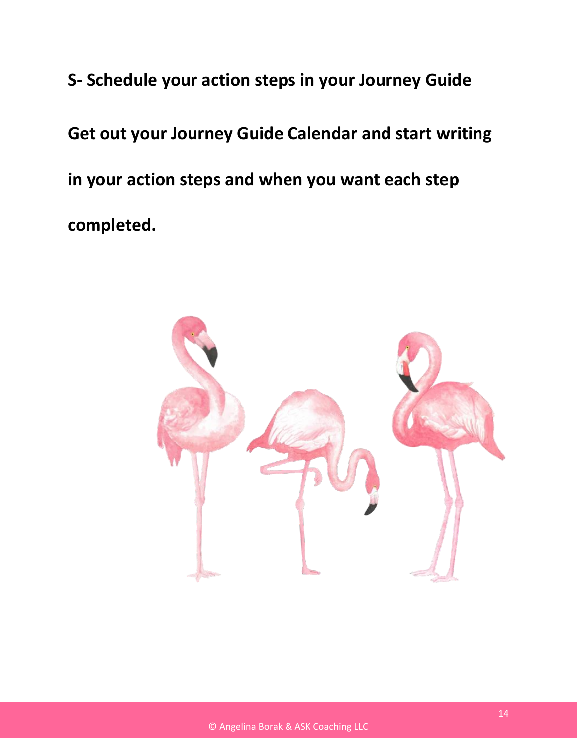**S- Schedule your action steps in your Journey Guide**

**Get out your Journey Guide Calendar and start writing in your action steps and when you want each step completed.**